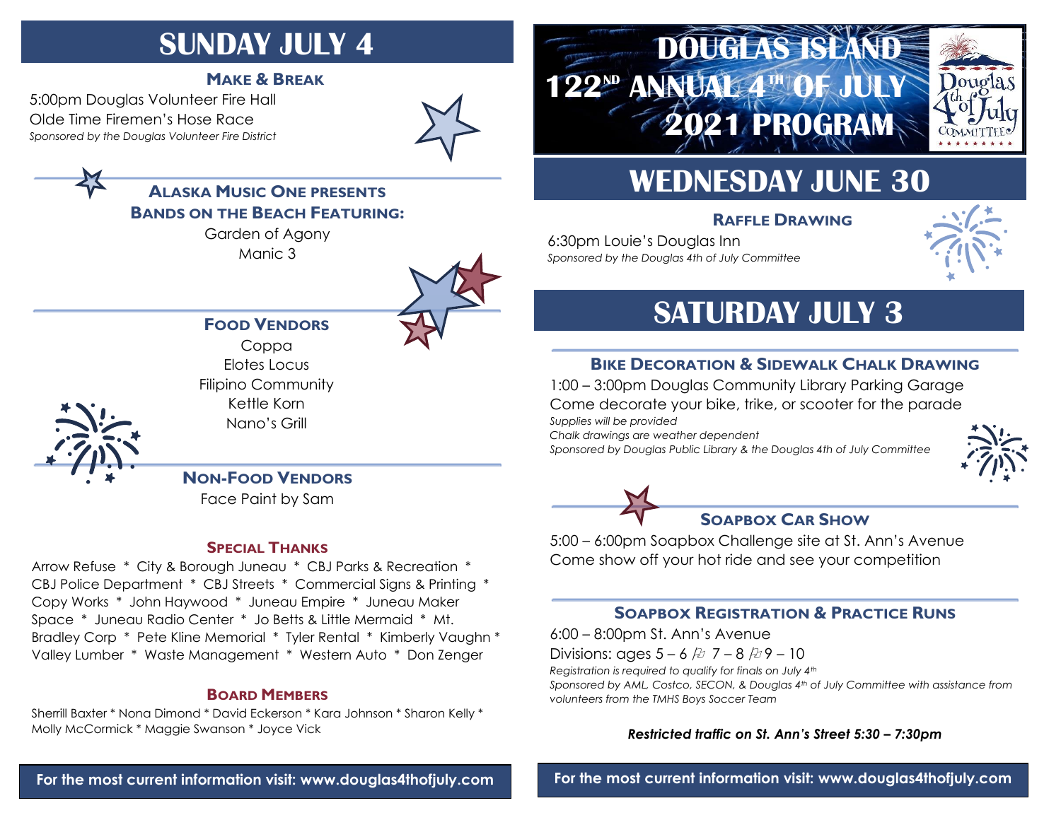# DOUGLAS ISLAND 122ND ANNUAL 4TH OF JULY 2021 PROGRAM

## WEDNESDAY JUNE 30

### RAFFLE DRAWING

6:30pm Louie's Douglas Inn
*Sponsored by the Douglas 4th of July Committee*

## SATURDAY JULY 3

### BIKE DECORATION & SIDEWALK CHALK DRAWING

1:00 – 3:00pm Douglas Community Library Parking Garage
Come decorate your bike, trike, or scooter for the parade
*Supplies will be provided*
*Chalk drawings are weather dependent*
*Sponsored by Douglas Public Library & the Douglas 4th of July Committee*

### SOAPBOX CAR SHOW

5:00 – 6:00pm Soapbox Challenge site at St. Ann's Avenue
Come show off your hot ride and see your competition

### SOAPBOX REGISTRATION & PRACTICE RUNS

6:00 – 8:00pm St. Ann's Avenue
Divisions: ages 5 – 6 / 7 – 8 / 9 – 10
*Registration is required to qualify for finals on July 4th*
*Sponsored by AML, Costco, SECON, & Douglas 4th of July Committee with assistance from volunteers from the TMHS Boys Soccer Team*

***Restricted traffic on St. Ann's Street 5:30 – 7:30pm***

**For the most current information visit: www.douglas4thofjuly.com**

## SUNDAY JULY 4

### MAKE & BREAK

5:00pm Douglas Volunteer Fire Hall
Olde Time Firemen's Hose Race
*Sponsored by the Douglas Volunteer Fire District*

### ALASKA MUSIC ONE PRESENTS BANDS ON THE BEACH FEATURING:

Garden of Agony
Manic 3

### FOOD VENDORS

Coppa
Elotes Locus
Filipino Community
Kettle Korn
Nano's Grill

### NON-FOOD VENDORS

Face Paint by Sam

### SPECIAL THANKS

Arrow Refuse * City & Borough Juneau * CBJ Parks & Recreation * CBJ Police Department * CBJ Streets * Commercial Signs & Printing * Copy Works * John Haywood * Juneau Empire * Juneau Maker Space * Juneau Radio Center * Jo Betts & Little Mermaid * Mt. Bradley Corp * Pete Kline Memorial * Tyler Rental * Kimberly Vaughn * Valley Lumber * Waste Management * Western Auto * Don Zenger

### BOARD MEMBERS

Sherrill Baxter * Nona Dimond * David Eckerson * Kara Johnson * Sharon Kelly * Molly McCormick * Maggie Swanson * Joyce Vick

**For the most current information visit: www.douglas4thofjuly.com**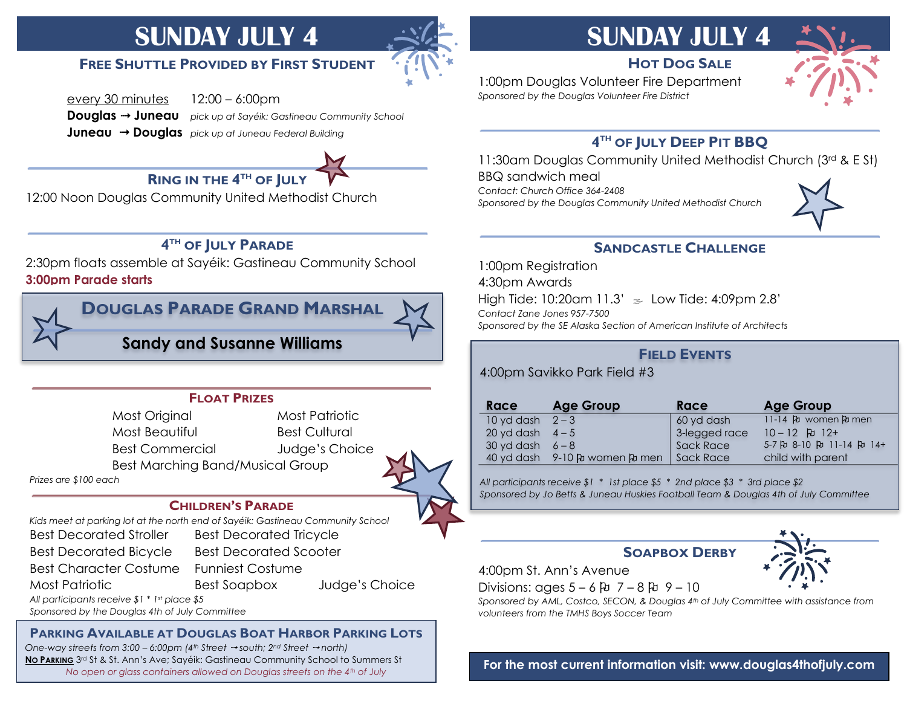# SUNDAY JULY 4

## Free Shuttle Provided by First Student

every 30 minutes    12:00 – 6:00pm

**Douglas → Juneau** *pick up at Sayéik: Gastineau Community School*

**Juneau → Douglas** *pick up at Juneau Federal Building*

## Ring in the 4th of July

12:00 Noon Douglas Community United Methodist Church

## 4th of July Parade

2:30pm floats assemble at Sayéik: Gastineau Community School

**3:00pm Parade starts**

## Douglas Parade Grand Marshal

**Sandy and Susanne Williams**

## Float Prizes

| | |
|---|---|
| Most Original | Most Patriotic |
| Most Beautiful | Best Cultural |
| Best Commercial | Judge's Choice |
| Best Marching Band/Musical Group | |

*Prizes are $100 each*

## Children's Parade

*Kids meet at parking lot at the north end of Sayéik: Gastineau Community School*

| | | |
|---|---|---|
| Best Decorated Stroller | Best Decorated Tricycle | |
| Best Decorated Bicycle | Best Decorated Scooter | |
| Best Character Costume | Funniest Costume | |
| Most Patriotic | Best Soapbox | Judge's Choice |

*All participants receive $1 * 1st place $5*

*Sponsored by the Douglas 4th of July Committee*

## Parking Available at Douglas Boat Harbor Parking Lots

*One-way streets from 3:00 – 6:00pm (4th Street → south; 2nd Street → north)*

**No Parking** 3rd St & St. Ann's Ave; Sayéik: Gastineau Community School to Summers St

*No open or glass containers allowed on Douglas streets on the 4th of July*

# SUNDAY JULY 4

## Hot Dog Sale

1:00pm Douglas Volunteer Fire Department

*Sponsored by the Douglas Volunteer Fire District*

## 4th of July Deep Pit BBQ

11:30am Douglas Community United Methodist Church (3rd & E St)

BBQ sandwich meal

*Contact: Church Office 364-2408*

*Sponsored by the Douglas Community United Methodist Church*

## Sandcastle Challenge

1:00pm Registration

4:30pm Awards

High Tide: 10:20am 11.3'    Low Tide: 4:09pm 2.8'

*Contact Zane Jones 957-7500*

*Sponsored by the SE Alaska Section of American Institute of Architects*

## Field Events

4:00pm Savikko Park Field #3

| Race | Age Group | Race | Age Group |
|---|---|---|---|
| 10 yd dash | 2 – 3 | 60 yd dash | 11-14 women men |
| 20 yd dash | 4 – 5 | 3-legged race | 10 – 12 12+ |
| 30 yd dash | 6 – 8 | Sack Race | 5-7 8-10 11-14 14+ |
| 40 yd dash | 9-10 women men | Sack Race | child with parent |

*All participants receive $1 * 1st place $5 * 2nd place $3 * 3rd place $2*

*Sponsored by Jo Betts & Juneau Huskies Football Team & Douglas 4th of July Committee*

## Soapbox Derby

4:00pm St. Ann's Avenue

Divisions: ages 5 – 6  7 – 8  9 – 10

*Sponsored by AML, Costco, SECON, & Douglas 4th of July Committee with assistance from volunteers from the TMHS Boys Soccer Team*

**For the most current information visit: www.douglas4thofjuly.com**